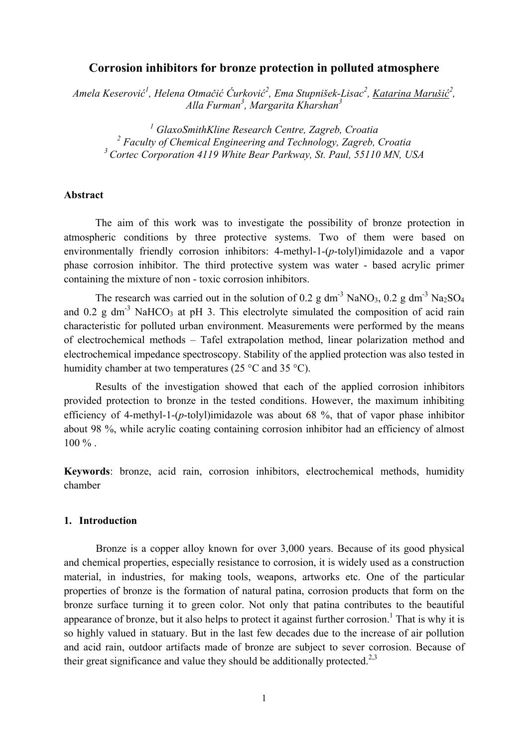# Corrosion inhibitors for bronze protection in polluted atmosphere

*Amela Keserović[1], Helena Otmačić Ćurković[2], Ema Stupnišek-Lisac[2], Katarina Marušić[2], Alla Furman[3], Margarita Kharshan[3]*

[1] GlaxoSmithKline Research Centre, Zagreb, Croatia
[2] Faculty of Chemical Engineering and Technology, Zagreb, Croatia
[3] Cortec Corporation 4119 White Bear Parkway, St. Paul, 55110 MN, USA

## Abstract

The aim of this work was to investigate the possibility of bronze protection in atmospheric conditions by three protective systems. Two of them were based on environmentally friendly corrosion inhibitors: 4-methyl-1-(*p*-tolyl)imidazole and a vapor phase corrosion inhibitor. The third protective system was water - based acrylic primer containing the mixture of non - toxic corrosion inhibitors.

The research was carried out in the solution of 0.2 g $dm^{-3}$ $NaNO_3$, 0.2 g $dm^{-3}$ $Na_2SO_4$ and 0.2 g $dm^{-3}$ $NaHCO_3$ at pH 3. This electrolyte simulated the composition of acid rain characteristic for polluted urban environment. Measurements were performed by the means of electrochemical methods – Tafel extrapolation method, linear polarization method and electrochemical impedance spectroscopy. Stability of the applied protection was also tested in humidity chamber at two temperatures (25 °C and 35 °C).

Results of the investigation showed that each of the applied corrosion inhibitors provided protection to bronze in the tested conditions. However, the maximum inhibiting efficiency of 4-methyl-1-(*p*-tolyl)imidazole was about 68 %, that of vapor phase inhibitor about 98 %, while acrylic coating containing corrosion inhibitor had an efficiency of almost 100 % .

**Keywords**: bronze, acid rain, corrosion inhibitors, electrochemical methods, humidity chamber

## 1. Introduction

Bronze is a copper alloy known for over 3,000 years. Because of its good physical and chemical properties, especially resistance to corrosion, it is widely used as a construction material, in industries, for making tools, weapons, artworks etc. One of the particular properties of bronze is the formation of natural patina, corrosion products that form on the bronze surface turning it to green color. Not only that patina contributes to the beautiful appearance of bronze, but it also helps to protect it against further corrosion.[1] That is why it is so highly valued in statuary. But in the last few decades due to the increase of air pollution and acid rain, outdoor artifacts made of bronze are subject to sever corrosion. Because of their great significance and value they should be additionally protected.[2,3]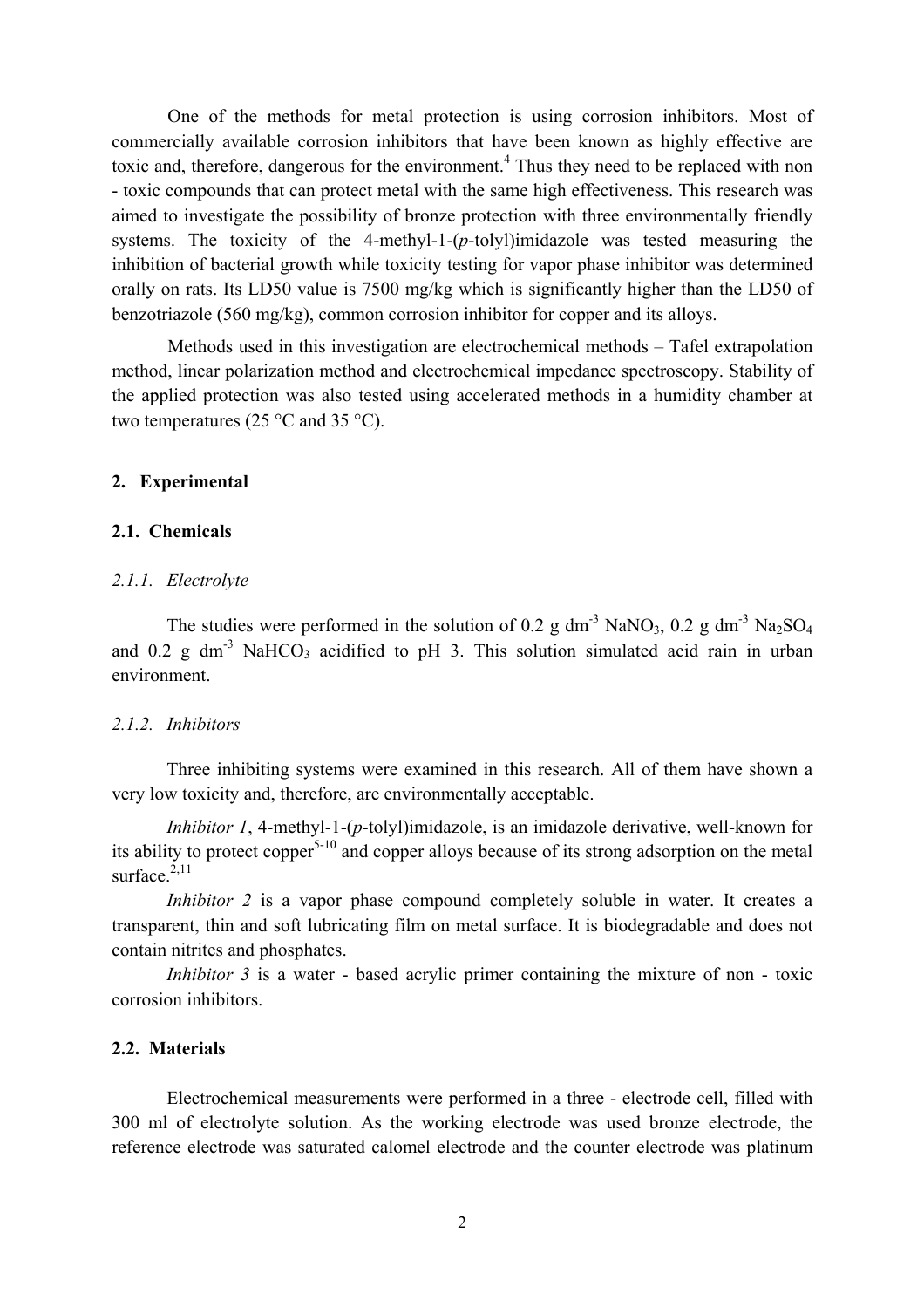One of the methods for metal protection is using corrosion inhibitors. Most of commercially available corrosion inhibitors that have been known as highly effective are toxic and, therefore, dangerous for the environment.[4] Thus they need to be replaced with non - toxic compounds that can protect metal with the same high effectiveness. This research was aimed to investigate the possibility of bronze protection with three environmentally friendly systems. The toxicity of the 4-methyl-1-(*p*-tolyl)imidazole was tested measuring the inhibition of bacterial growth while toxicity testing for vapor phase inhibitor was determined orally on rats. Its LD50 value is 7500 mg/kg which is significantly higher than the LD50 of benzotriazole (560 mg/kg), common corrosion inhibitor for copper and its alloys.

Methods used in this investigation are electrochemical methods – Tafel extrapolation method, linear polarization method and electrochemical impedance spectroscopy. Stability of the applied protection was also tested using accelerated methods in a humidity chamber at two temperatures (25 °C and 35 °C).

## 2. Experimental

### 2.1. Chemicals

#### *2.1.1. Electrolyte*

The studies were performed in the solution of 0.2 g $dm^{-3}$ $NaNO_3$, 0.2 g $dm^{-3}$ $Na_2SO_4$ and 0.2 g $dm^{-3}$ $NaHCO_3$ acidified to pH 3. This solution simulated acid rain in urban environment.

#### *2.1.2. Inhibitors*

Three inhibiting systems were examined in this research. All of them have shown a very low toxicity and, therefore, are environmentally acceptable.

*Inhibitor 1*, 4-methyl-1-(*p*-tolyl)imidazole, is an imidazole derivative, well-known for its ability to protect copper[5-10] and copper alloys because of its strong adsorption on the metal surface.[2,11]

*Inhibitor 2* is a vapor phase compound completely soluble in water. It creates a transparent, thin and soft lubricating film on metal surface. It is biodegradable and does not contain nitrites and phosphates.

*Inhibitor 3* is a water - based acrylic primer containing the mixture of non - toxic corrosion inhibitors.

### 2.2. Materials

Electrochemical measurements were performed in a three - electrode cell, filled with 300 ml of electrolyte solution. As the working electrode was used bronze electrode, the reference electrode was saturated calomel electrode and the counter electrode was platinum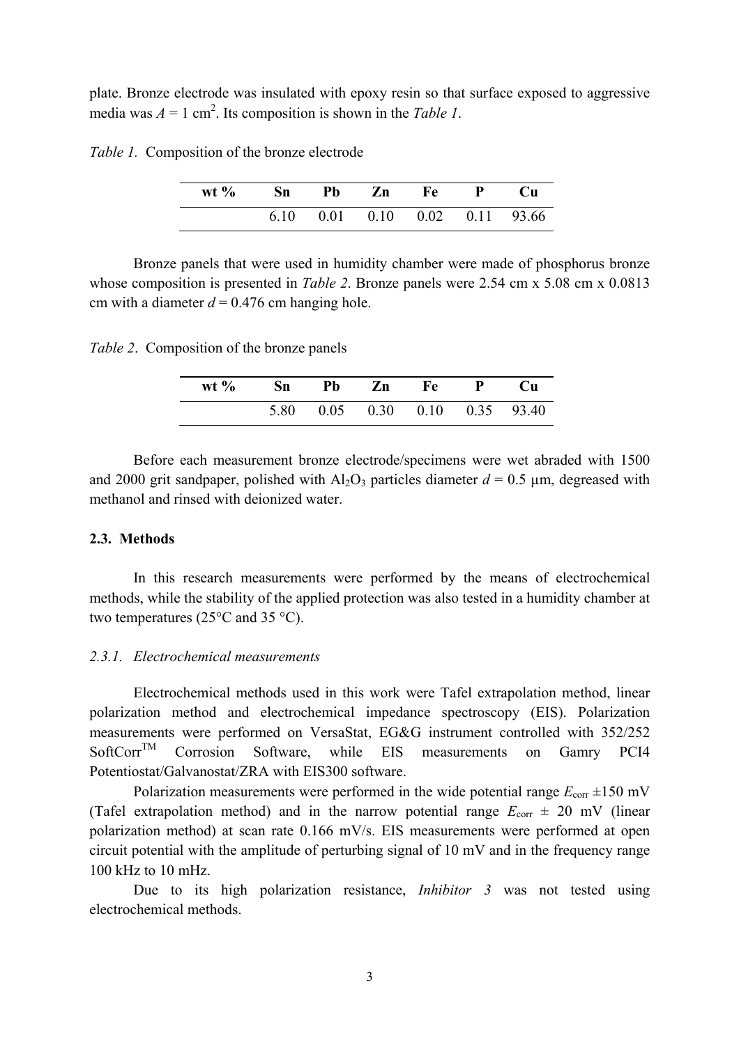plate. Bronze electrode was insulated with epoxy resin so that surface exposed to aggressive media was $A = 1\ cm^2$. Its composition is shown in the *Table 1*.

*Table 1.* Composition of the bronze electrode

| wt % | Sn | Pb | Zn | Fe | P | Cu |
|---|---|---|---|---|---|---|
| | 6.10 | 0.01 | 0.10 | 0.02 | 0.11 | 93.66 |

Bronze panels that were used in humidity chamber were made of phosphorus bronze whose composition is presented in *Table 2*. Bronze panels were 2.54 cm x 5.08 cm x 0.0813 cm with a diameter $d = 0.476$ cm hanging hole.

*Table 2*. Composition of the bronze panels

| wt % | Sn | Pb | Zn | Fe | P | Cu |
|---|---|---|---|---|---|---|
| | 5.80 | 0.05 | 0.30 | 0.10 | 0.35 | 93.40 |

Before each measurement bronze electrode/specimens were wet abraded with 1500 and 2000 grit sandpaper, polished with $Al_2O_3$ particles diameter $d = 0.5$ μm, degreased with methanol and rinsed with deionized water.

### 2.3. Methods

In this research measurements were performed by the means of electrochemical methods, while the stability of the applied protection was also tested in a humidity chamber at two temperatures (25°C and 35 °C).

#### *2.3.1. Electrochemical measurements*

Electrochemical methods used in this work were Tafel extrapolation method, linear polarization method and electrochemical impedance spectroscopy (EIS). Polarization measurements were performed on VersaStat, EG&G instrument controlled with 352/252 SoftCorr™ Corrosion Software, while EIS measurements on Gamry PCI4 Potentiostat/Galvanostat/ZRA with EIS300 software.

Polarization measurements were performed in the wide potential range $E_{corr}$ ±150 mV (Tafel extrapolation method) and in the narrow potential range $E_{corr}$ ± 20 mV (linear polarization method) at scan rate 0.166 mV/s. EIS measurements were performed at open circuit potential with the amplitude of perturbing signal of 10 mV and in the frequency range 100 kHz to 10 mHz.

Due to its high polarization resistance, *Inhibitor 3* was not tested using electrochemical methods.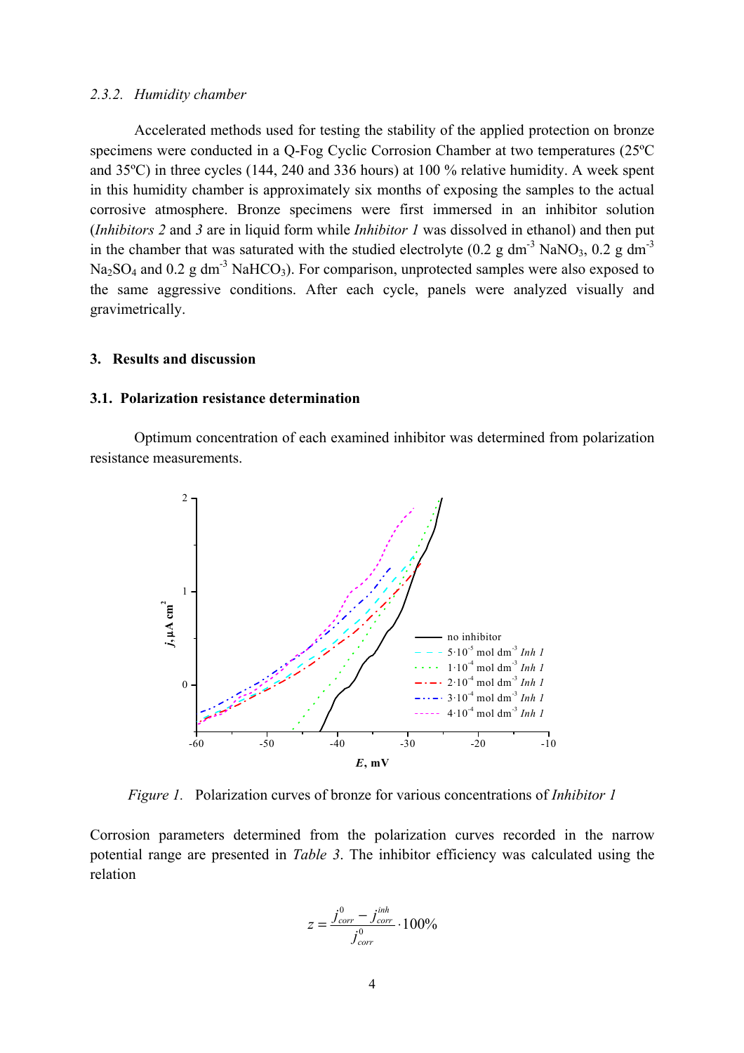*2.3.2. Humidity chamber*

Accelerated methods used for testing the stability of the applied protection on bronze specimens were conducted in a Q-Fog Cyclic Corrosion Chamber at two temperatures (25ºC and 35ºC) in three cycles (144, 240 and 336 hours) at 100 % relative humidity. A week spent in this humidity chamber is approximately six months of exposing the samples to the actual corrosive atmosphere. Bronze specimens were first immersed in an inhibitor solution (*Inhibitors 2* and *3* are in liquid form while *Inhibitor 1* was dissolved in ethanol) and then put in the chamber that was saturated with the studied electrolyte (0.2 g dm$^{-3}$ $NaNO_3$, 0.2 g dm$^{-3}$ $Na_2SO_4$ and 0.2 g dm$^{-3}$ $NaHCO_3$). For comparison, unprotected samples were also exposed to the same aggressive conditions. After each cycle, panels were analyzed visually and gravimetrically.

## 3. Results and discussion

### 3.1. Polarization resistance determination

Optimum concentration of each examined inhibitor was determined from polarization resistance measurements.

*Figure 1.* Polarization curves of bronze for various concentrations of *Inhibitor 1*

Corrosion parameters determined from the polarization curves recorded in the narrow potential range are presented in *Table 3*. The inhibitor efficiency was calculated using the relation

$$z = \frac{j^{0}_{corr} - j^{inh}_{corr}}{j^{0}_{corr}} \cdot 100\%$$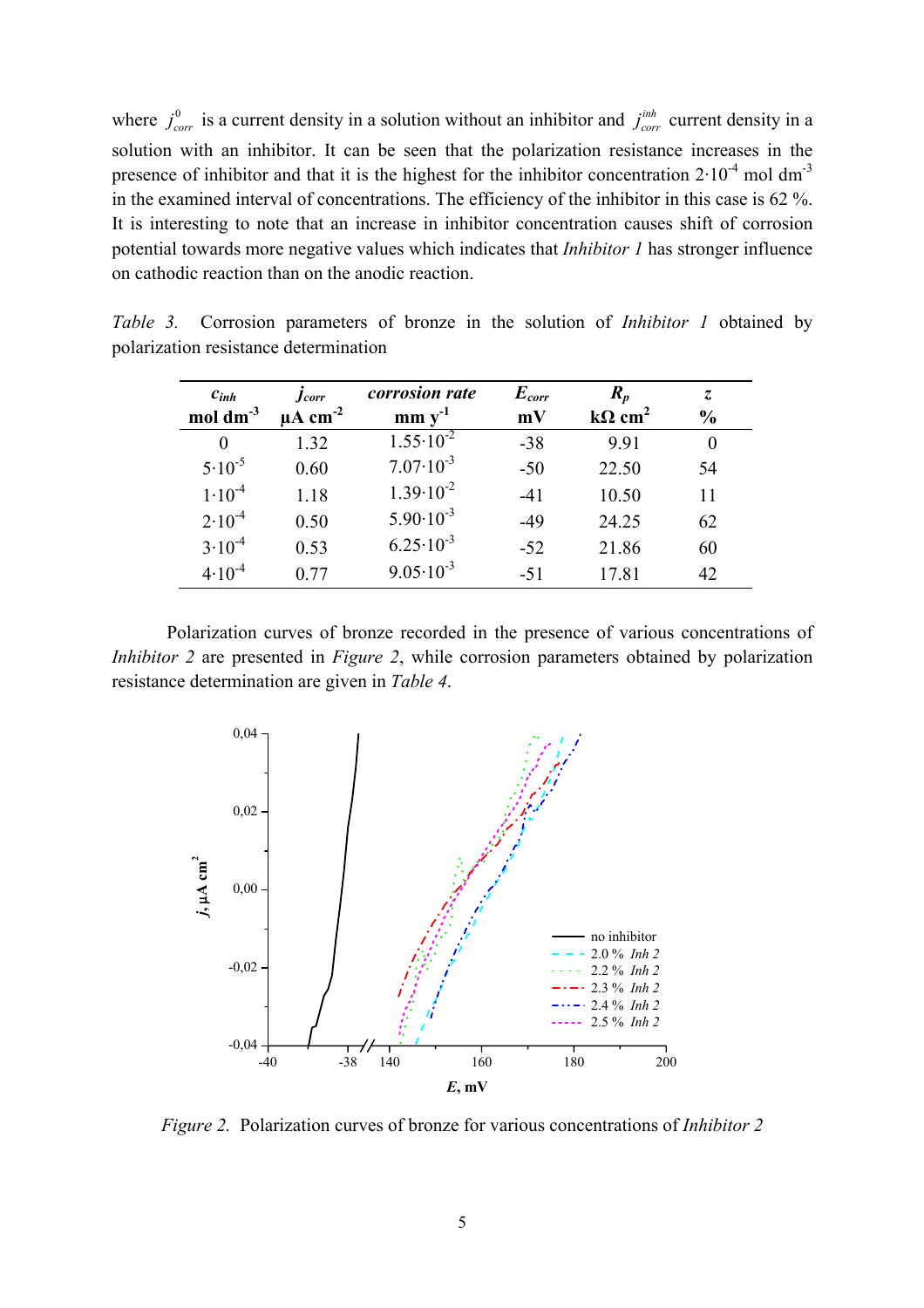where $j^0_{corr}$ is a current density in a solution without an inhibitor and $j^{inh}_{corr}$ current density in a solution with an inhibitor. It can be seen that the polarization resistance increases in the presence of inhibitor and that it is the highest for the inhibitor concentration $2 \cdot 10^{-4}$ mol dm$^{-3}$ in the examined interval of concentrations. The efficiency of the inhibitor in this case is 62 %. It is interesting to note that an increase in inhibitor concentration causes shift of corrosion potential towards more negative values which indicates that *Inhibitor 1* has stronger influence on cathodic reaction than on the anodic reaction.

*Table 3.* Corrosion parameters of bronze in the solution of *Inhibitor 1* obtained by polarization resistance determination

| $c_{inh}$ mol dm$^{-3}$ | $j_{corr}$ μA cm$^{-2}$ | corrosion rate mm y$^{-1}$ | $E_{corr}$ mV | $R_p$ kΩ cm$^2$ | $z$ % |
|---|---|---|---|---|---|
| 0 | 1.32 | $1.55 \cdot 10^{-2}$ | -38 | 9.91 | 0 |
| $5 \cdot 10^{-5}$ | 0.60 | $7.07 \cdot 10^{-3}$ | -50 | 22.50 | 54 |
| $1 \cdot 10^{-4}$ | 1.18 | $1.39 \cdot 10^{-2}$ | -41 | 10.50 | 11 |
| $2 \cdot 10^{-4}$ | 0.50 | $5.90 \cdot 10^{-3}$ | -49 | 24.25 | 62 |
| $3 \cdot 10^{-4}$ | 0.53 | $6.25 \cdot 10^{-3}$ | -52 | 21.86 | 60 |
| $4 \cdot 10^{-4}$ | 0.77 | $9.05 \cdot 10^{-3}$ | -51 | 17.81 | 42 |

Polarization curves of bronze recorded in the presence of various concentrations of *Inhibitor 2* are presented in *Figure 2*, while corrosion parameters obtained by polarization resistance determination are given in *Table 4*.

*Figure 2.* Polarization curves of bronze for various concentrations of *Inhibitor 2*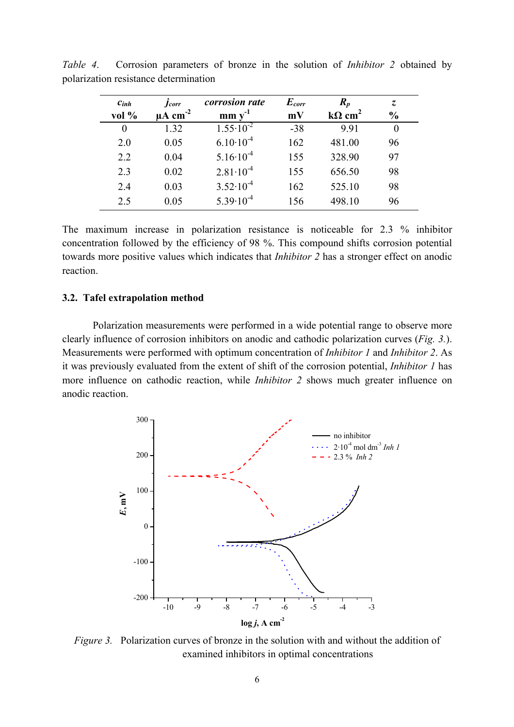*Table 4.* Corrosion parameters of bronze in the solution of *Inhibitor 2* obtained by polarization resistance determination

| $c_{inh}$ vol % | $j_{corr}$ μA cm$^{-2}$ | *corrosion rate* mm y$^{-1}$ | $E_{corr}$ mV | $R_p$ kΩ cm$^2$ | *z* % |
|---|---|---|---|---|---|
| 0 | 1.32 | $1.55 \cdot 10^{-2}$ | -38 | 9.91 | 0 |
| 2.0 | 0.05 | $6.10 \cdot 10^{-4}$ | 162 | 481.00 | 96 |
| 2.2 | 0.04 | $5.16 \cdot 10^{-4}$ | 155 | 328.90 | 97 |
| 2.3 | 0.02 | $2.81 \cdot 10^{-4}$ | 155 | 656.50 | 98 |
| 2.4 | 0.03 | $3.52 \cdot 10^{-4}$ | 162 | 525.10 | 98 |
| 2.5 | 0.05 | $5.39 \cdot 10^{-4}$ | 156 | 498.10 | 96 |

The maximum increase in polarization resistance is noticeable for 2.3 % inhibitor concentration followed by the efficiency of 98 %. This compound shifts corrosion potential towards more positive values which indicates that *Inhibitor 2* has a stronger effect on anodic reaction.

### 3.2. Tafel extrapolation method

Polarization measurements were performed in a wide potential range to observe more clearly influence of corrosion inhibitors on anodic and cathodic polarization curves (*Fig. 3.*). Measurements were performed with optimum concentration of *Inhibitor 1* and *Inhibitor 2*. As it was previously evaluated from the extent of shift of the corrosion potential, *Inhibitor 1* has more influence on cathodic reaction, while *Inhibitor 2* shows much greater influence on anodic reaction.

*Figure 3.* Polarization curves of bronze in the solution with and without the addition of examined inhibitors in optimal concentrations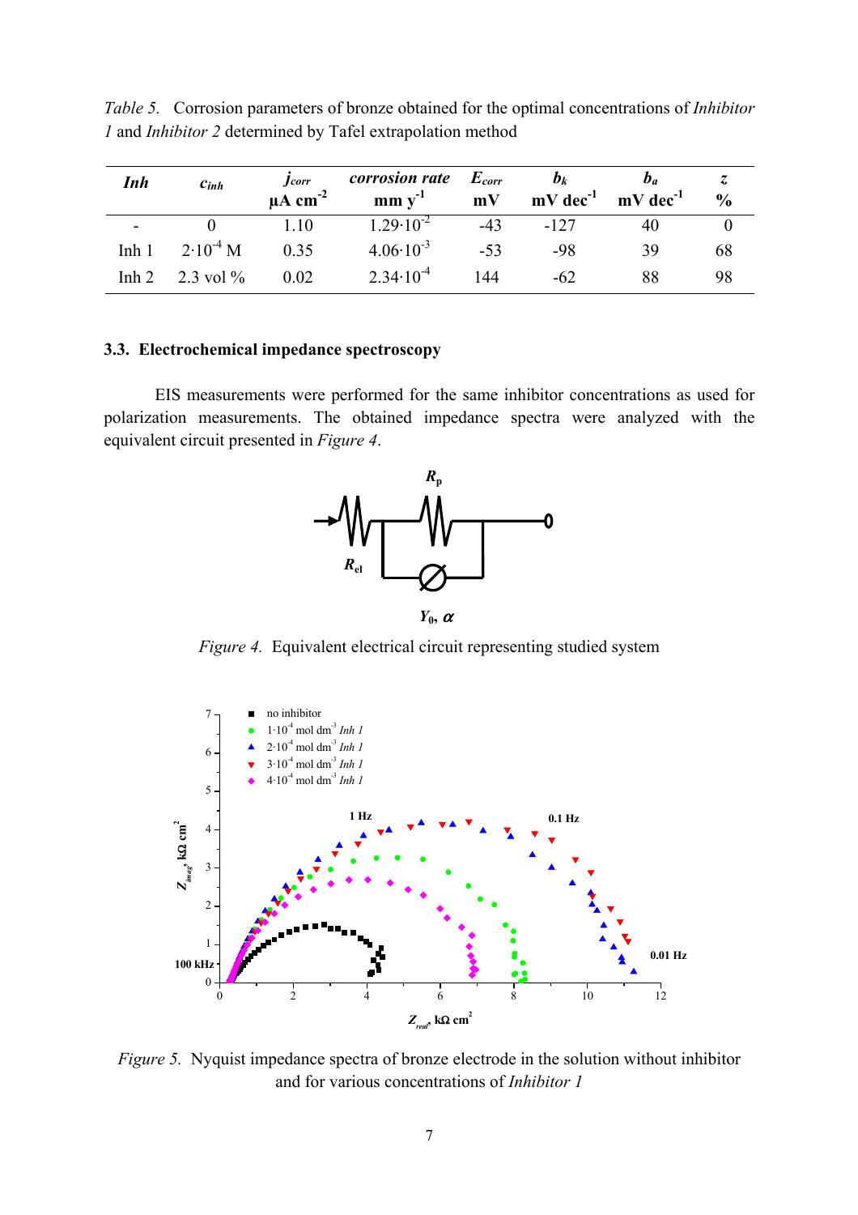*Table 5.* Corrosion parameters of bronze obtained for the optimal concentrations of *Inhibitor 1* and *Inhibitor 2* determined by Tafel extrapolation method

| *Inh* | $c_{inh}$ | $j_{corr}$ µA cm$^{-2}$ | *corrosion rate* mm y$^{-1}$ | $E_{corr}$ mV | $b_k$ mV dec$^{-1}$ | $b_a$ mV dec$^{-1}$ | *z* % |
|---|---|---|---|---|---|---|---|
| - | 0 | 1.10 | $1.29 \cdot 10^{-2}$ | -43 | -127 | 40 | 0 |
| Inh 1 | $2 \cdot 10^{-4}$ M | 0.35 | $4.06 \cdot 10^{-3}$ | -53 | -98 | 39 | 68 |
| Inh 2 | 2.3 vol % | 0.02 | $2.34 \cdot 10^{-4}$ | 144 | -62 | 88 | 98 |

### 3.3. Electrochemical impedance spectroscopy

EIS measurements were performed for the same inhibitor concentrations as used for polarization measurements. The obtained impedance spectra were analyzed with the equivalent circuit presented in *Figure 4*.

*Figure 4.* Equivalent electrical circuit representing studied system

*Figure 5.* Nyquist impedance spectra of bronze electrode in the solution without inhibitor and for various concentrations of *Inhibitor 1*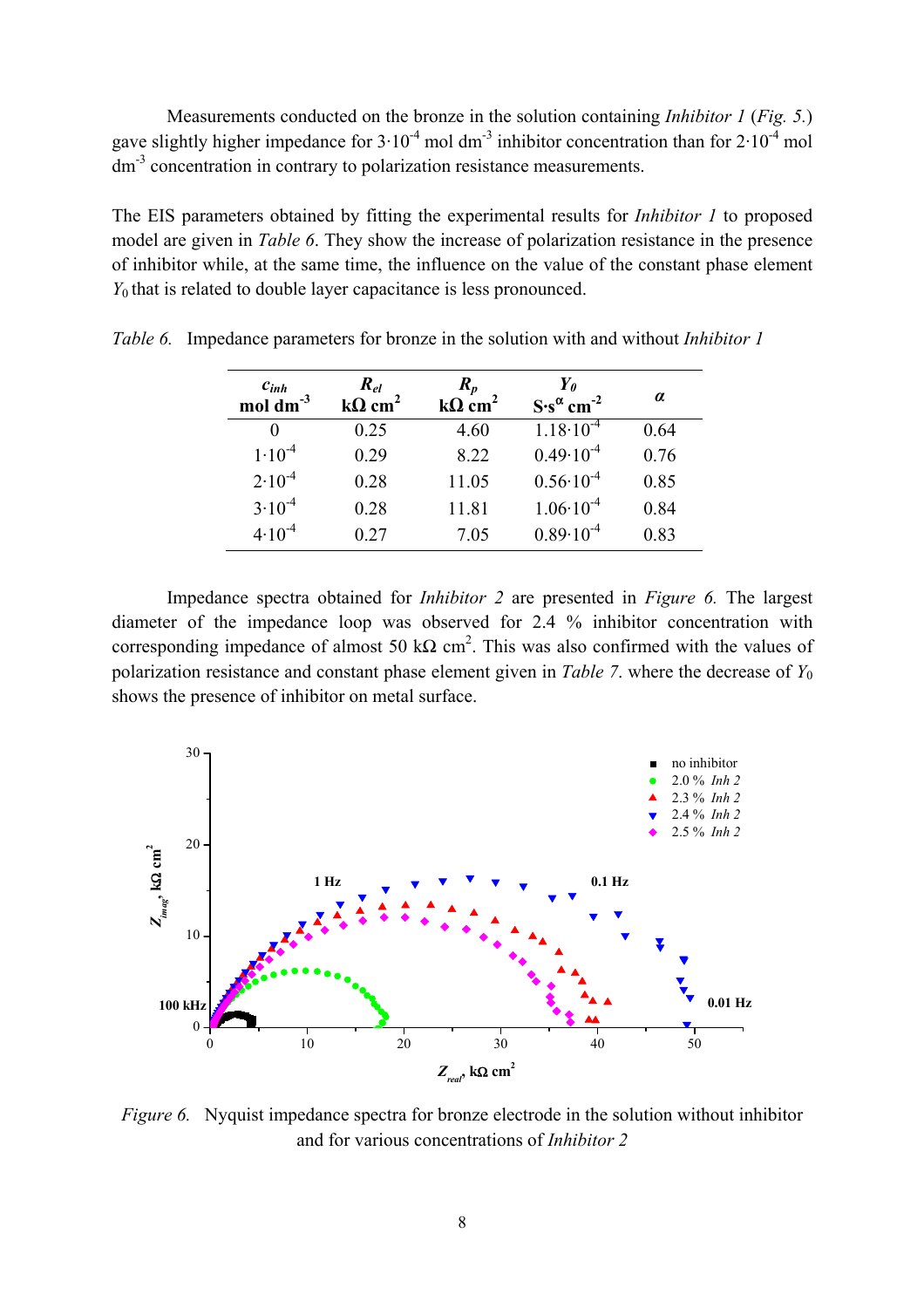Measurements conducted on the bronze in the solution containing *Inhibitor 1* (*Fig. 5.*) gave slightly higher impedance for $3 \cdot 10^{-4}$ mol dm$^{-3}$ inhibitor concentration than for $2 \cdot 10^{-4}$ mol dm$^{-3}$ concentration in contrary to polarization resistance measurements.

The EIS parameters obtained by fitting the experimental results for *Inhibitor 1* to proposed model are given in *Table 6*. They show the increase of polarization resistance in the presence of inhibitor while, at the same time, the influence on the value of the constant phase element $Y_0$ that is related to double layer capacitance is less pronounced.

*Table 6.* Impedance parameters for bronze in the solution with and without *Inhibitor 1*

| $c_{inh}$ mol dm$^{-3}$ | $R_{el}$ kΩ cm$^2$ | $R_p$ kΩ cm$^2$ | $Y_0$ S·s$^{\alpha}$ cm$^{-2}$ | $\alpha$ |
|---|---|---|---|---|
| 0 | 0.25 | 4.60 | $1.18 \cdot 10^{-4}$ | 0.64 |
| $1 \cdot 10^{-4}$ | 0.29 | 8.22 | $0.49 \cdot 10^{-4}$ | 0.76 |
| $2 \cdot 10^{-4}$ | 0.28 | 11.05 | $0.56 \cdot 10^{-4}$ | 0.85 |
| $3 \cdot 10^{-4}$ | 0.28 | 11.81 | $1.06 \cdot 10^{-4}$ | 0.84 |
| $4 \cdot 10^{-4}$ | 0.27 | 7.05 | $0.89 \cdot 10^{-4}$ | 0.83 |

Impedance spectra obtained for *Inhibitor 2* are presented in *Figure 6.* The largest diameter of the impedance loop was observed for 2.4 % inhibitor concentration with corresponding impedance of almost 50 kΩ cm$^2$. This was also confirmed with the values of polarization resistance and constant phase element given in *Table 7*. where the decrease of $Y_0$ shows the presence of inhibitor on metal surface.

*Figure 6.* Nyquist impedance spectra for bronze electrode in the solution without inhibitor and for various concentrations of *Inhibitor 2*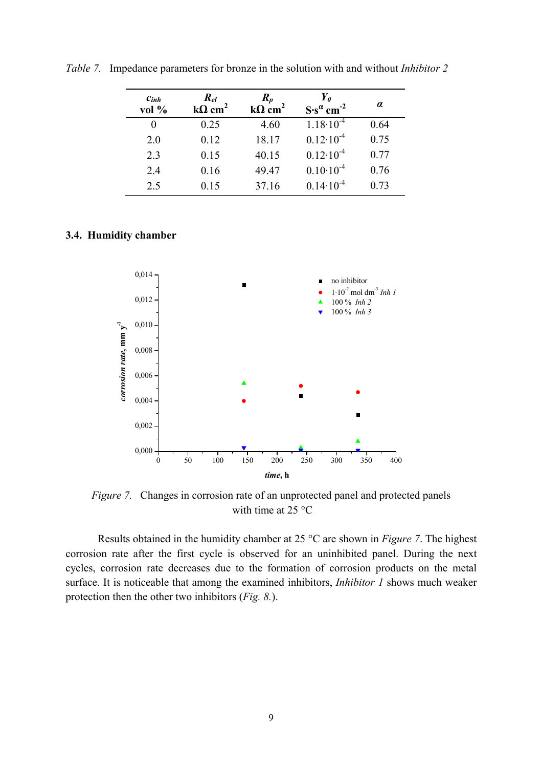*Table 7.* Impedance parameters for bronze in the solution with and without *Inhibitor 2*

| $c_{inh}$ vol % | $R_{el}$ kΩ cm$^2$ | $R_p$ kΩ cm$^2$ | $Y_0$ S·s$^{\alpha}$ cm$^{-2}$ | $\alpha$ |
|---|---|---|---|---|
| 0 | 0.25 | 4.60 | $1.18 \cdot 10^{-4}$ | 0.64 |
| 2.0 | 0.12 | 18.17 | $0.12 \cdot 10^{-4}$ | 0.75 |
| 2.3 | 0.15 | 40.15 | $0.12 \cdot 10^{-4}$ | 0.77 |
| 2.4 | 0.16 | 49.47 | $0.10 \cdot 10^{-4}$ | 0.76 |
| 2.5 | 0.15 | 37.16 | $0.14 \cdot 10^{-4}$ | 0.73 |

### 3.4. Humidity chamber

*Figure 7.* Changes in corrosion rate of an unprotected panel and protected panels with time at 25 °C

Results obtained in the humidity chamber at 25 °C are shown in *Figure 7*. The highest corrosion rate after the first cycle is observed for an uninhibited panel. During the next cycles, corrosion rate decreases due to the formation of corrosion products on the metal surface. It is noticeable that among the examined inhibitors, *Inhibitor 1* shows much weaker protection then the other two inhibitors (*Fig. 8.*).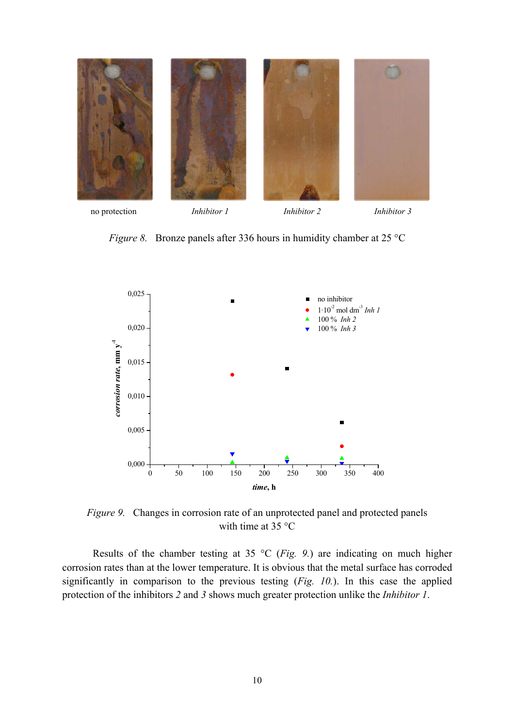no protection *Inhibitor 1* *Inhibitor 2* *Inhibitor 3*

*Figure 8.* Bronze panels after 336 hours in humidity chamber at 25 °C

*Figure 9.* Changes in corrosion rate of an unprotected panel and protected panels with time at 35 °C

Results of the chamber testing at 35 °C (*Fig. 9.*) are indicating on much higher corrosion rates than at the lower temperature. It is obvious that the metal surface has corroded significantly in comparison to the previous testing (*Fig. 10.*). In this case the applied protection of the inhibitors *2* and *3* shows much greater protection unlike the *Inhibitor 1*.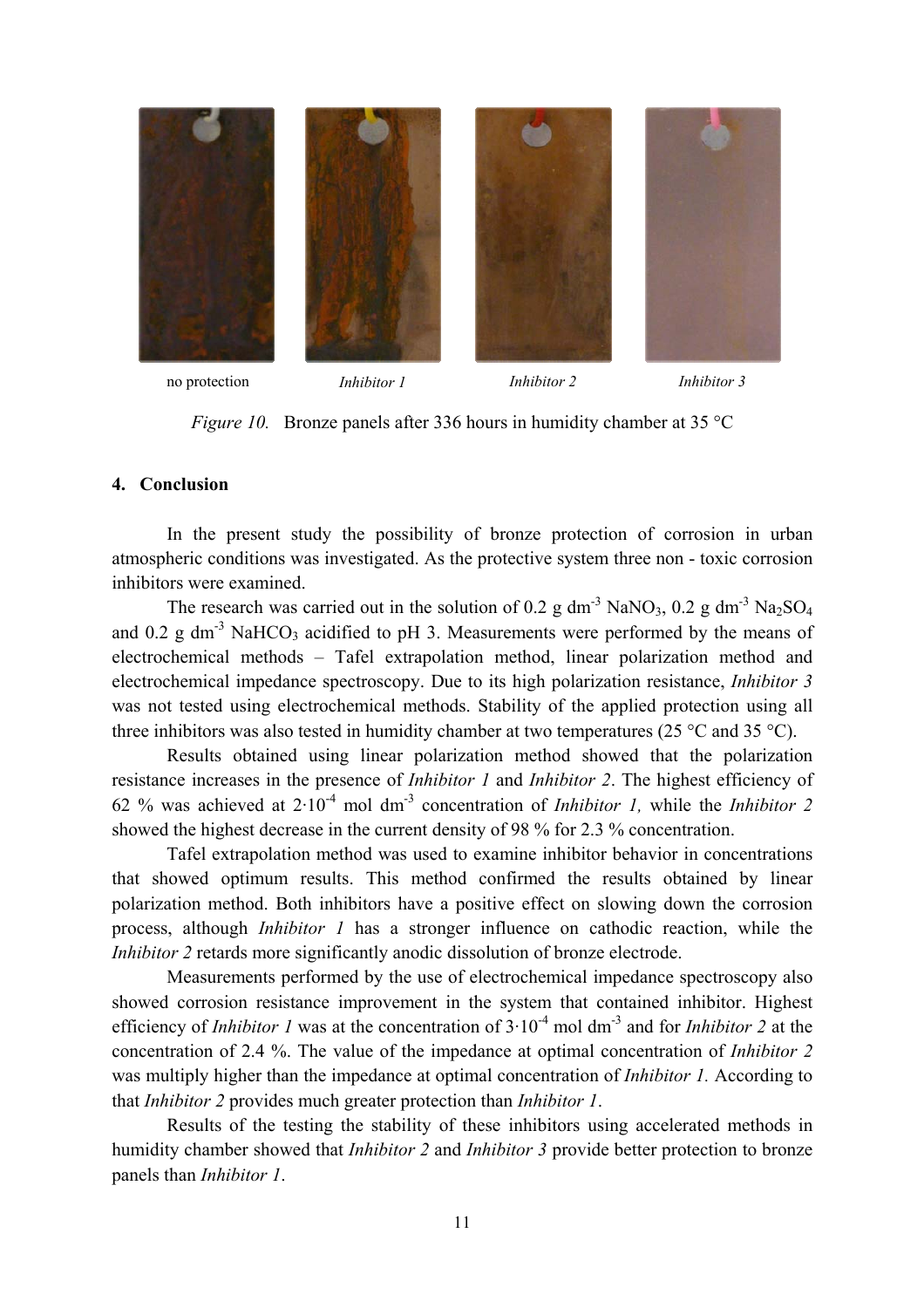no protection Inhibitor 1 Inhibitor 2 Inhibitor 3

*Figure 10.* Bronze panels after 336 hours in humidity chamber at 35 °C

## 4. Conclusion

In the present study the possibility of bronze protection of corrosion in urban atmospheric conditions was investigated. As the protective system three non - toxic corrosion inhibitors were examined.

The research was carried out in the solution of 0.2 g dm$^{-3}$ $NaNO_3$, 0.2 g dm$^{-3}$ $Na_2SO_4$ and 0.2 g dm$^{-3}$ $NaHCO_3$ acidified to pH 3. Measurements were performed by the means of electrochemical methods – Tafel extrapolation method, linear polarization method and electrochemical impedance spectroscopy. Due to its high polarization resistance, *Inhibitor 3* was not tested using electrochemical methods. Stability of the applied protection using all three inhibitors was also tested in humidity chamber at two temperatures (25 °C and 35 °C).

Results obtained using linear polarization method showed that the polarization resistance increases in the presence of *Inhibitor 1* and *Inhibitor 2*. The highest efficiency of 62 % was achieved at $2\cdot10^{-4}$ mol dm$^{-3}$ concentration of *Inhibitor 1,* while the *Inhibitor 2* showed the highest decrease in the current density of 98 % for 2.3 % concentration.

Tafel extrapolation method was used to examine inhibitor behavior in concentrations that showed optimum results. This method confirmed the results obtained by linear polarization method. Both inhibitors have a positive effect on slowing down the corrosion process, although *Inhibitor 1* has a stronger influence on cathodic reaction, while the *Inhibitor 2* retards more significantly anodic dissolution of bronze electrode.

Measurements performed by the use of electrochemical impedance spectroscopy also showed corrosion resistance improvement in the system that contained inhibitor. Highest efficiency of *Inhibitor 1* was at the concentration of $3\cdot10^{-4}$ mol dm$^{-3}$ and for *Inhibitor 2* at the concentration of 2.4 %. The value of the impedance at optimal concentration of *Inhibitor 2* was multiply higher than the impedance at optimal concentration of *Inhibitor 1.* According to that *Inhibitor 2* provides much greater protection than *Inhibitor 1*.

Results of the testing the stability of these inhibitors using accelerated methods in humidity chamber showed that *Inhibitor 2* and *Inhibitor 3* provide better protection to bronze panels than *Inhibitor 1*.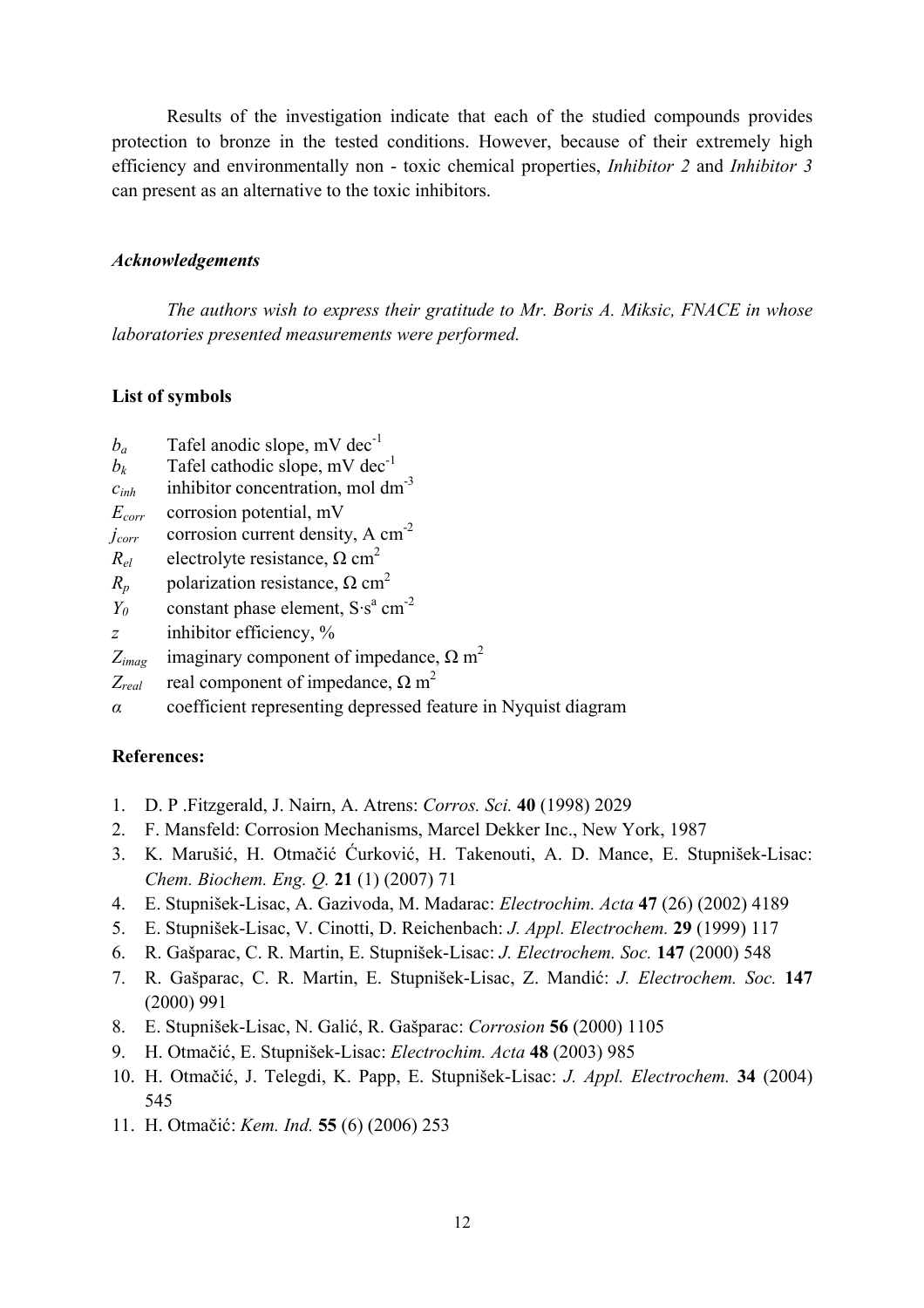Results of the investigation indicate that each of the studied compounds provides protection to bronze in the tested conditions. However, because of their extremely high efficiency and environmentally non - toxic chemical properties, *Inhibitor 2* and *Inhibitor 3* can present as an alternative to the toxic inhibitors.

### *Acknowledgements*

*The authors wish to express their gratitude to Mr. Boris A. Miksic, FNACE in whose laboratories presented measurements were performed.*

### List of symbols

- $b_a$ Tafel anodic slope, mV dec$^{-1}$
- $b_k$ Tafel cathodic slope, mV dec$^{-1}$
- $c_{inh}$ inhibitor concentration, mol dm$^{-3}$
- $E_{corr}$ corrosion potential, mV
- $j_{corr}$ corrosion current density, A cm$^{-2}$
- $R_{el}$ electrolyte resistance, $\Omega$ cm$^2$
- $R_p$ polarization resistance, $\Omega$ cm$^2$
- $Y_0$ constant phase element, S·s$^a$ cm$^{-2}$
- $z$ inhibitor efficiency, %
- $Z_{imag}$ imaginary component of impedance, $\Omega$ m$^2$
- $Z_{real}$ real component of impedance, $\Omega$ m$^2$
- $\alpha$ coefficient representing depressed feature in Nyquist diagram

### References:

1. D. P .Fitzgerald, J. Nairn, A. Atrens: *Corros. Sci.* **40** (1998) 2029
2. F. Mansfeld: Corrosion Mechanisms, Marcel Dekker Inc., New York, 1987
3. K. Marušić, H. Otmačić Ćurković, H. Takenouti, A. D. Mance, E. Stupnišek-Lisac: *Chem. Biochem. Eng. Q.* **21** (1) (2007) 71
4. E. Stupnišek-Lisac, A. Gazivoda, M. Madarac: *Electrochim. Acta* **47** (26) (2002) 4189
5. E. Stupnišek-Lisac, V. Cinotti, D. Reichenbach: *J. Appl. Electrochem.* **29** (1999) 117
6. R. Gašparac, C. R. Martin, E. Stupnišek-Lisac: *J. Electrochem. Soc.* **147** (2000) 548
7. R. Gašparac, C. R. Martin, E. Stupnišek-Lisac, Z. Mandić: *J. Electrochem. Soc.* **147** (2000) 991
8. E. Stupnišek-Lisac, N. Galić, R. Gašparac: *Corrosion* **56** (2000) 1105
9. H. Otmačić, E. Stupnišek-Lisac: *Electrochim. Acta* **48** (2003) 985
10. H. Otmačić, J. Telegdi, K. Papp, E. Stupnišek-Lisac: *J. Appl. Electrochem.* **34** (2004) 545
11. H. Otmačić: *Kem. Ind.* **55** (6) (2006) 253